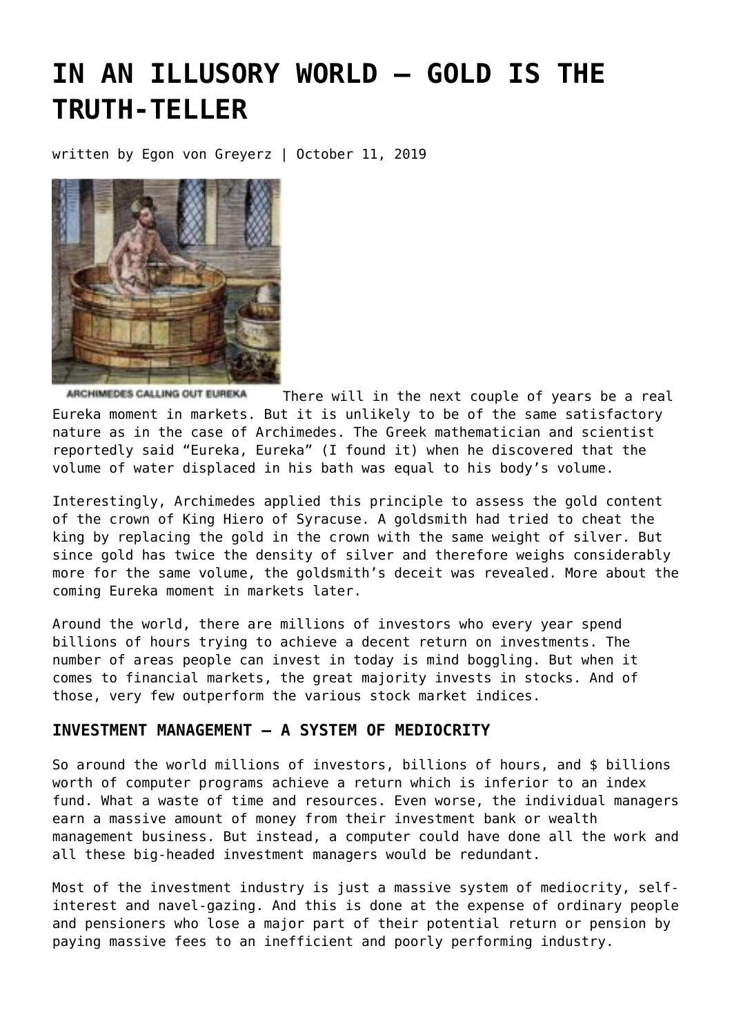# IN AN ILLUSORY WORLD – GOLD IS THE TRUTH-TELLER

written by Egon von Greyerz | October 11, 2019

ARCHIMEDES CALLING OUT EUREKA

There will in the next couple of years be a real Eureka moment in markets. But it is unlikely to be of the same satisfactory nature as in the case of Archimedes. The Greek mathematician and scientist reportedly said "Eureka, Eureka" (I found it) when he discovered that the volume of water displaced in his bath was equal to his body's volume.

Interestingly, Archimedes applied this principle to assess the gold content of the crown of King Hiero of Syracuse. A goldsmith had tried to cheat the king by replacing the gold in the crown with the same weight of silver. But since gold has twice the density of silver and therefore weighs considerably more for the same volume, the goldsmith's deceit was revealed. More about the coming Eureka moment in markets later.

Around the world, there are millions of investors who every year spend billions of hours trying to achieve a decent return on investments. The number of areas people can invest in today is mind boggling. But when it comes to financial markets, the great majority invests in stocks. And of those, very few outperform the various stock market indices.

### INVESTMENT MANAGEMENT – A SYSTEM OF MEDIOCRITY

So around the world millions of investors, billions of hours, and $ billions worth of computer programs achieve a return which is inferior to an index fund. What a waste of time and resources. Even worse, the individual managers earn a massive amount of money from their investment bank or wealth management business. But instead, a computer could have done all the work and all these big-headed investment managers would be redundant.

Most of the investment industry is just a massive system of mediocrity, self-interest and navel-gazing. And this is done at the expense of ordinary people and pensioners who lose a major part of their potential return or pension by paying massive fees to an inefficient and poorly performing industry.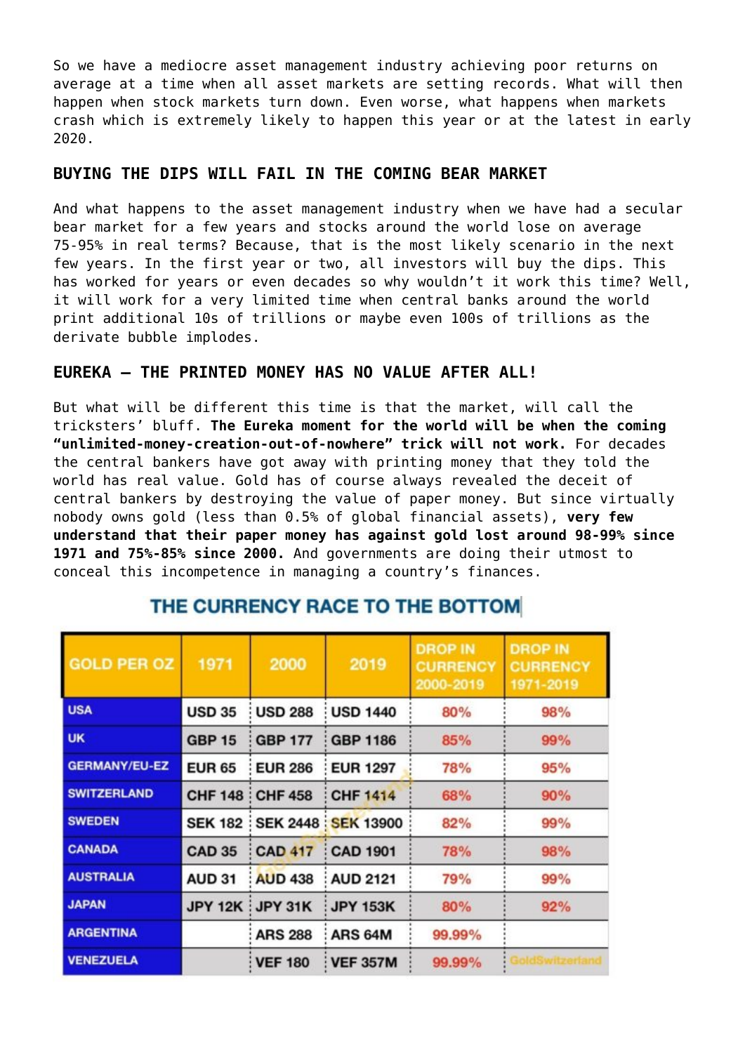So we have a mediocre asset management industry achieving poor returns on average at a time when all asset markets are setting records. What will then happen when stock markets turn down. Even worse, what happens when markets crash which is extremely likely to happen this year or at the latest in early 2020.

## BUYING THE DIPS WILL FAIL IN THE COMING BEAR MARKET

And what happens to the asset management industry when we have had a secular bear market for a few years and stocks around the world lose on average 75-95% in real terms? Because, that is the most likely scenario in the next few years. In the first year or two, all investors will buy the dips. This has worked for years or even decades so why wouldn't it work this time? Well, it will work for a very limited time when central banks around the world print additional 10s of trillions or maybe even 100s of trillions as the derivate bubble implodes.

## EUREKA – THE PRINTED MONEY HAS NO VALUE AFTER ALL!

But what will be different this time is that the market, will call the tricksters' bluff. **The Eureka moment for the world will be when the coming "unlimited-money-creation-out-of-nowhere" trick will not work.** For decades the central bankers have got away with printing money that they told the world has real value. Gold has of course always revealed the deceit of central bankers by destroying the value of paper money. But since virtually nobody owns gold (less than 0.5% of global financial assets), **very few understand that their paper money has against gold lost around 98-99% since 1971 and 75%-85% since 2000.** And governments are doing their utmost to conceal this incompetence in managing a country's finances.

**THE CURRENCY RACE TO THE BOTTOM**

| GOLD PER OZ | 1971 | 2000 | 2019 | DROP IN CURRENCY 2000-2019 | DROP IN CURRENCY 1971-2019 |
|---|---|---|---|---|---|
| USA | USD 35 | USD 288 | USD 1440 | 80% | 98% |
| UK | GBP 15 | GBP 177 | GBP 1186 | 85% | 99% |
| GERMANY/EU-EZ | EUR 65 | EUR 286 | EUR 1297 | 78% | 95% |
| SWITZERLAND | CHF 148 | CHF 458 | CHF 1414 | 68% | 90% |
| SWEDEN | SEK 182 | SEK 2448 | SEK 13900 | 82% | 99% |
| CANADA | CAD 35 | CAD 417 | CAD 1901 | 78% | 98% |
| AUSTRALIA | AUD 31 | AUD 438 | AUD 2121 | 79% | 99% |
| JAPAN | JPY 12K | JPY 31K | JPY 153K | 80% | 92% |
| ARGENTINA | | ARS 288 | ARS 64M | 99.99% | |
| VENEZUELA | | VEF 180 | VEF 357M | 99.99% | |

GoldSwitzerland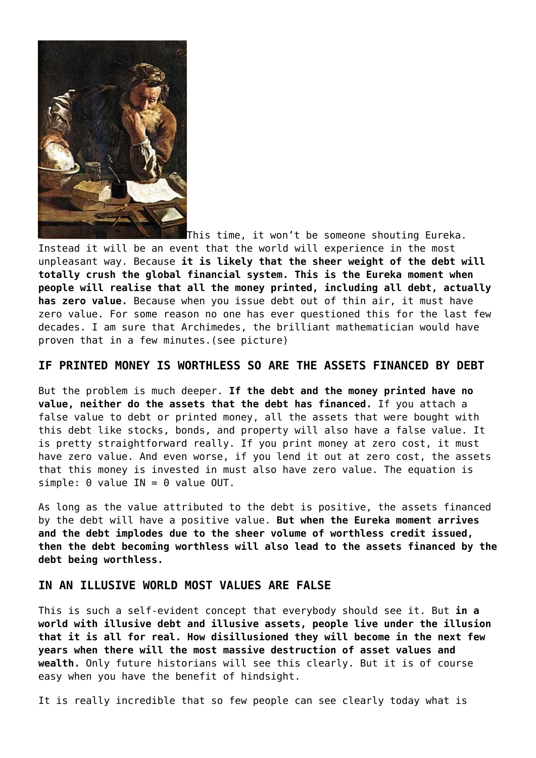This time, it won't be someone shouting Eureka. Instead it will be an event that the world will experience in the most unpleasant way. Because **it is likely that the sheer weight of the debt will totally crush the global financial system. This is the Eureka moment when people will realise that all the money printed, including all debt, actually has zero value.** Because when you issue debt out of thin air, it must have zero value. For some reason no one has ever questioned this for the last few decades. I am sure that Archimedes, the brilliant mathematician would have proven that in a few minutes.(see picture)

### IF PRINTED MONEY IS WORTHLESS SO ARE THE ASSETS FINANCED BY DEBT

But the problem is much deeper. **If the debt and the money printed have no value, neither do the assets that the debt has financed.** If you attach a false value to debt or printed money, all the assets that were bought with this debt like stocks, bonds, and property will also have a false value. It is pretty straightforward really. If you print money at zero cost, it must have zero value. And even worse, if you lend it out at zero cost, the assets that this money is invested in must also have zero value. The equation is simple: 0 value IN = 0 value OUT.

As long as the value attributed to the debt is positive, the assets financed by the debt will have a positive value. **But when the Eureka moment arrives and the debt implodes due to the sheer volume of worthless credit issued, then the debt becoming worthless will also lead to the assets financed by the debt being worthless.**

### IN AN ILLUSIVE WORLD MOST VALUES ARE FALSE

This is such a self-evident concept that everybody should see it. But **in a world with illusive debt and illusive assets, people live under the illusion that it is all for real. How disillusioned they will become in the next few years when there will the most massive destruction of asset values and wealth.** Only future historians will see this clearly. But it is of course easy when you have the benefit of hindsight.

It is really incredible that so few people can see clearly today what is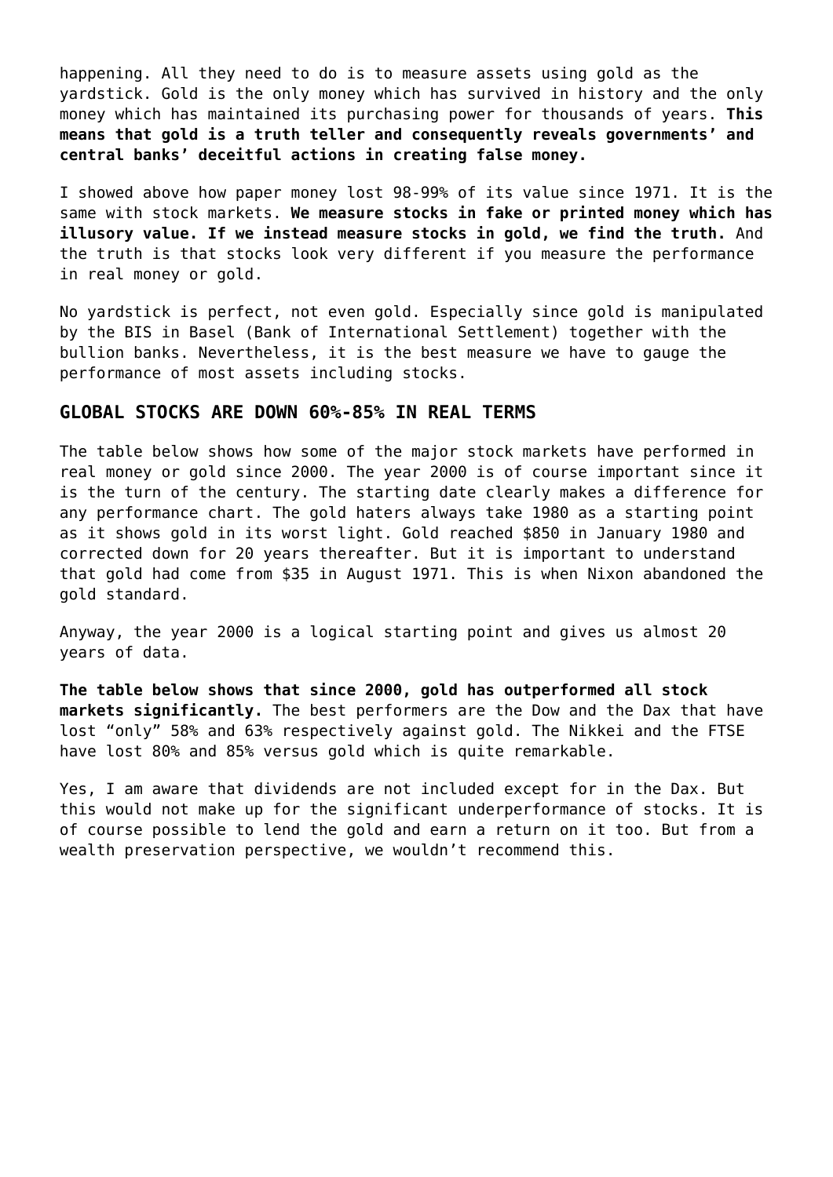happening. All they need to do is to measure assets using gold as the yardstick. Gold is the only money which has survived in history and the only money which has maintained its purchasing power for thousands of years. **This means that gold is a truth teller and consequently reveals governments' and central banks' deceitful actions in creating false money.**

I showed above how paper money lost 98-99% of its value since 1971. It is the same with stock markets. **We measure stocks in fake or printed money which has illusory value. If we instead measure stocks in gold, we find the truth.** And the truth is that stocks look very different if you measure the performance in real money or gold.

No yardstick is perfect, not even gold. Especially since gold is manipulated by the BIS in Basel (Bank of International Settlement) together with the bullion banks. Nevertheless, it is the best measure we have to gauge the performance of most assets including stocks.

## GLOBAL STOCKS ARE DOWN 60%-85% IN REAL TERMS

The table below shows how some of the major stock markets have performed in real money or gold since 2000. The year 2000 is of course important since it is the turn of the century. The starting date clearly makes a difference for any performance chart. The gold haters always take 1980 as a starting point as it shows gold in its worst light. Gold reached $850 in January 1980 and corrected down for 20 years thereafter. But it is important to understand that gold had come from $35 in August 1971. This is when Nixon abandoned the gold standard.

Anyway, the year 2000 is a logical starting point and gives us almost 20 years of data.

**The table below shows that since 2000, gold has outperformed all stock markets significantly.** The best performers are the Dow and the Dax that have lost "only" 58% and 63% respectively against gold. The Nikkei and the FTSE have lost 80% and 85% versus gold which is quite remarkable.

Yes, I am aware that dividends are not included except for in the Dax. But this would not make up for the significant underperformance of stocks. It is of course possible to lend the gold and earn a return on it too. But from a wealth preservation perspective, we wouldn't recommend this.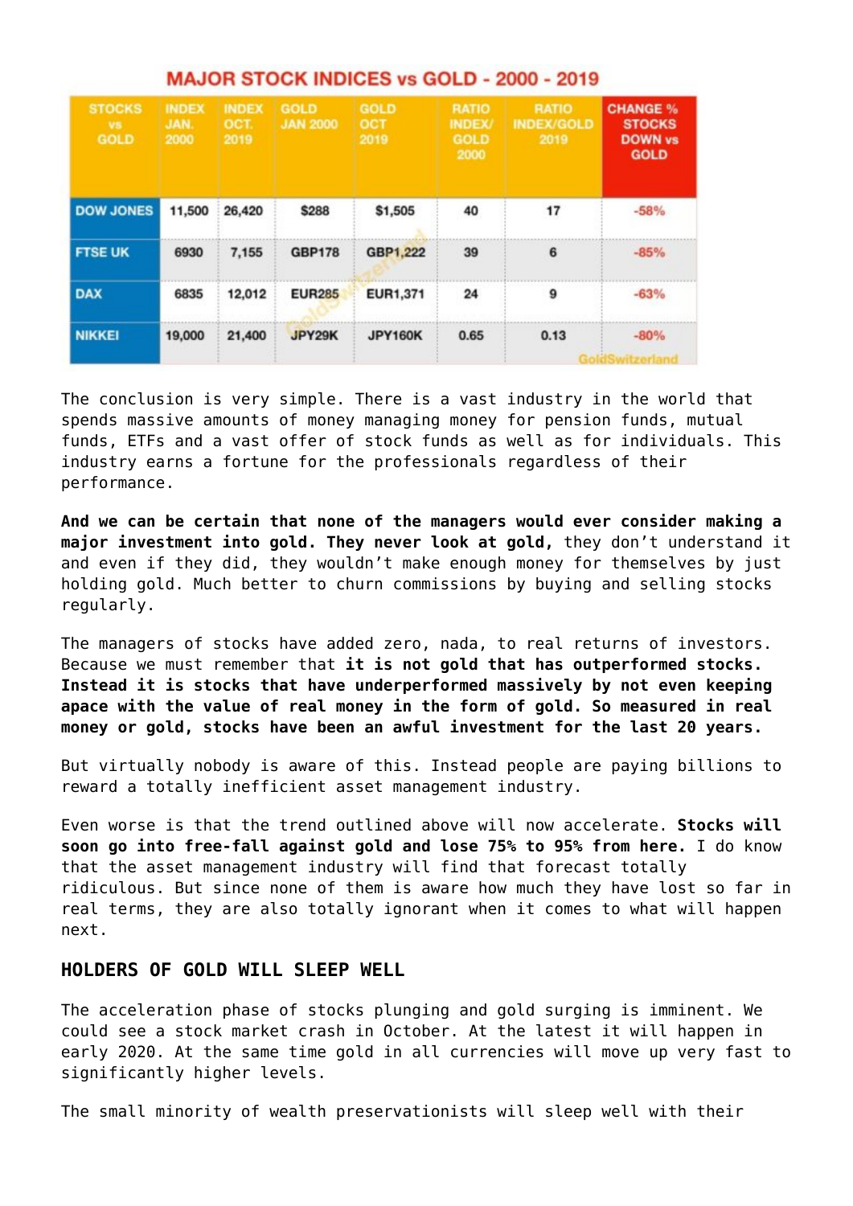**MAJOR STOCK INDICES vs GOLD - 2000 - 2019**

| STOCKS vs GOLD | INDEX JAN. 2000 | INDEX OCT. 2019 | GOLD JAN 2000 | GOLD OCT 2019 | RATIO INDEX/ GOLD 2000 | RATIO INDEX/GOLD 2019 | CHANGE % STOCKS DOWN vs GOLD |
| --- | --- | --- | --- | --- | --- | --- | --- |
| DOW JONES | 11,500 | 26,420 | $288 | $1,505 | 40 | 17 | -58% |
| FTSE UK | 6930 | 7,155 | GBP178 | GBP1,222 | 39 | 6 | -85% |
| DAX | 6835 | 12,012 | EUR285 | EUR1,371 | 24 | 9 | -63% |
| NIKKEI | 19,000 | 21,400 | JPY29K | JPY160K | 0.65 | 0.13 | -80% |

GoldSwitzerland

The conclusion is very simple. There is a vast industry in the world that spends massive amounts of money managing money for pension funds, mutual funds, ETFs and a vast offer of stock funds as well as for individuals. This industry earns a fortune for the professionals regardless of their performance.

**And we can be certain that none of the managers would ever consider making a major investment into gold. They never look at gold,** they don't understand it and even if they did, they wouldn't make enough money for themselves by just holding gold. Much better to churn commissions by buying and selling stocks regularly.

The managers of stocks have added zero, nada, to real returns of investors. Because we must remember that **it is not gold that has outperformed stocks. Instead it is stocks that have underperformed massively by not even keeping apace with the value of real money in the form of gold. So measured in real money or gold, stocks have been an awful investment for the last 20 years.**

But virtually nobody is aware of this. Instead people are paying billions to reward a totally inefficient asset management industry.

Even worse is that the trend outlined above will now accelerate. **Stocks will soon go into free-fall against gold and lose 75% to 95% from here.** I do know that the asset management industry will find that forecast totally ridiculous. But since none of them is aware how much they have lost so far in real terms, they are also totally ignorant when it comes to what will happen next.

## HOLDERS OF GOLD WILL SLEEP WELL

The acceleration phase of stocks plunging and gold surging is imminent. We could see a stock market crash in October. At the latest it will happen in early 2020. At the same time gold in all currencies will move up very fast to significantly higher levels.

The small minority of wealth preservationists will sleep well with their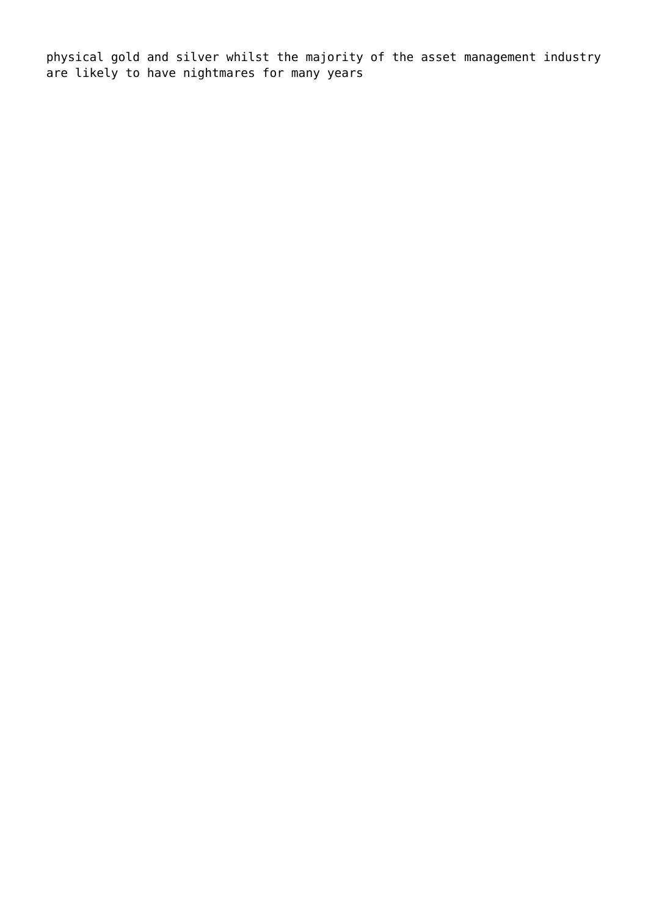physical gold and silver whilst the majority of the asset management industry are likely to have nightmares for many years